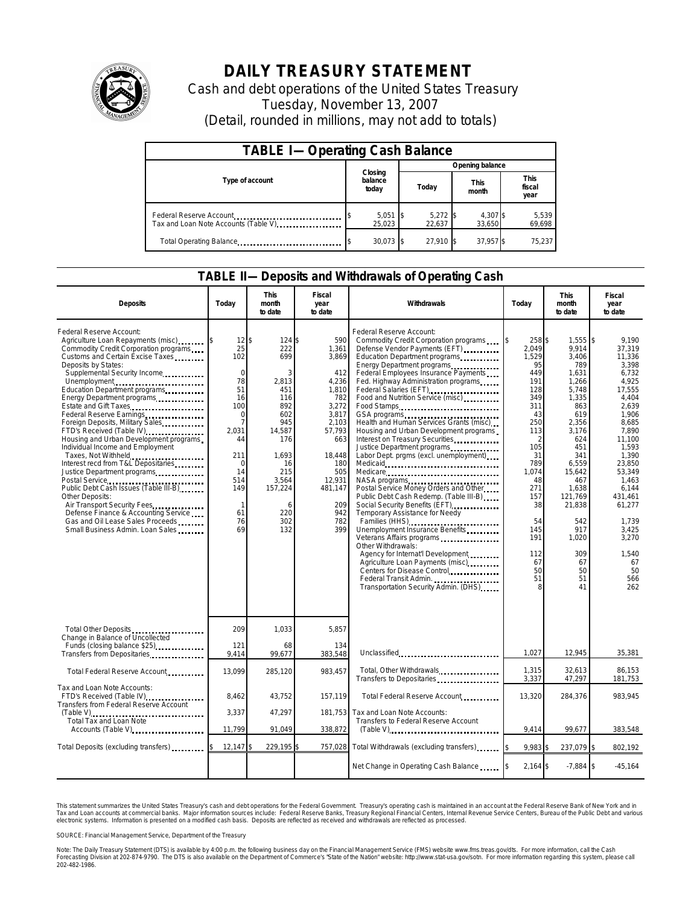# DAILY TREASURY STATEMENT

Cash and debt operations of the United States Treasury

Tuesday, November 13, 2007

(Detail, rounded in millions, may not add to totals)

## TABLE I—Operating Cash Balance

| Type of account | Closing balance today | Opening balance Today | Opening balance This month | Opening balance This fiscal year |
|---|---|---|---|---|
| Federal Reserve Account | $ 5,051 | $ 5,272 | $ 4,307 | $ 5,539 |
| Tax and Loan Note Accounts (Table V) | 25,023 | 22,637 | 33,650 | 69,698 |
| Total Operating Balance | $ 30,073 | $ 27,910 | $ 37,957 | $ 75,237 |

## TABLE II—Deposits and Withdrawals of Operating Cash

| Deposits | Today | This month to date | Fiscal year to date |
|---|---|---|---|
| Federal Reserve Account: | | | |
| Agriculture Loan Repayments (misc) | $ 12 | $ 124 | $ 590 |
| Commodity Credit Corporation programs | 25 | 222 | 1,361 |
| Customs and Certain Excise Taxes | 102 | 699 | 3,869 |
| Deposits by States: | | | |
| Supplemental Security Income | 0 | 3 | 412 |
| Unemployment | 78 | 2,813 | 4,236 |
| Education Department programs | 51 | 451 | 1,810 |
| Energy Department programs | 16 | 116 | 782 |
| Estate and Gift Taxes | 100 | 892 | 3,272 |
| Federal Reserve Earnings | 0 | 602 | 3,817 |
| Foreign Deposits, Military Sales | 7 | 945 | 2,103 |
| FTD's Received (Table IV) | 2,031 | 14,587 | 57,793 |
| Housing and Urban Development programs | 44 | 176 | 663 |
| Individual Income and Employment Taxes, Not Withheld | 211 | 1,693 | 18,448 |
| Interest recd from T&L Depositaries | 0 | 16 | 180 |
| Justice Department programs | 14 | 215 | 505 |
| Postal Service | 514 | 3,564 | 12,931 |
| Public Debt Cash Issues (Table III-B) | 149 | 157,224 | 481,147 |
| Other Deposits: | | | |
| Air Transport Security Fees | 1 | 6 | 209 |
| Defense Finance & Accounting Service | 61 | 220 | 942 |
| Gas and Oil Lease Sales Proceeds | 76 | 302 | 782 |
| Small Business Admin. Loan Sales | 69 | 132 | 399 |
| Total Other Deposits | 209 | 1,033 | 5,857 |
| Change in Balance of Uncollected Funds (closing balance $25) | 121 | 68 | 134 |
| Transfers from Depositaries | 9,414 | 99,677 | 383,548 |
| Total Federal Reserve Account | 13,099 | 285,120 | 983,457 |
| Tax and Loan Note Accounts: | | | |
| FTD's Received (Table IV) | 8,462 | 43,752 | 157,119 |
| Transfers from Federal Reserve Account (Table V) | 3,337 | 47,297 | 181,753 |
| Total Tax and Loan Note Accounts (Table V) | 11,799 | 91,049 | 338,872 |
| Total Deposits (excluding transfers) | $ 12,147 | $ 229,195 | $ 757,028 |

| Withdrawals | Today | This month to date | Fiscal year to date |
|---|---|---|---|
| Federal Reserve Account: | | | |
| Commodity Credit Corporation programs | $ 258 | $ 1,555 | $ 9,190 |
| Defense Vendor Payments (EFT) | 2,049 | 9,914 | 37,319 |
| Education Department programs | 1,529 | 3,406 | 11,336 |
| Energy Department programs | 95 | 789 | 3,398 |
| Federal Employees Insurance Payments | 449 | 1,631 | 6,732 |
| Fed. Highway Administration programs | 191 | 1,266 | 4,925 |
| Federal Salaries (EFT) | 128 | 5,748 | 17,555 |
| Food and Nutrition Service (misc) | 349 | 1,335 | 4,404 |
| Food Stamps | 311 | 863 | 2,639 |
| GSA programs | 43 | 619 | 1,906 |
| Health and Human Services Grants (misc) | 250 | 2,356 | 8,685 |
| Housing and Urban Development programs | 113 | 3,176 | 7,890 |
| Interest on Treasury Securities | 2 | 624 | 11,100 |
| Justice Department programs | 105 | 451 | 1,593 |
| Labor Dept. prgms (excl. unemployment) | 31 | 341 | 1,390 |
| Medicaid | 789 | 6,559 | 23,850 |
| Medicare | 1,074 | 15,642 | 53,349 |
| NASA programs | 48 | 467 | 1,463 |
| Postal Service Money Orders and Other | 271 | 1,638 | 6,144 |
| Public Debt Cash Redemp. (Table III-B) | 157 | 121,769 | 431,461 |
| Social Security Benefits (EFT) | 38 | 21,838 | 61,277 |
| Temporary Assistance for Needy Families (HHS) | 54 | 542 | 1,739 |
| Unemployment Insurance Benefits | 145 | 917 | 3,425 |
| Veterans Affairs programs | 191 | 1,020 | 3,270 |
| Other Withdrawals: | | | |
| Agency for Internat'l Development | 112 | 309 | 1,540 |
| Agriculture Loan Payments (misc) | 67 | 67 | 67 |
| Centers for Disease Control | 50 | 50 | 50 |
| Federal Transit Admin. | 51 | 51 | 566 |
| Transportation Security Admin. (DHS) | 8 | 41 | 262 |
| Unclassified | 1,027 | 12,945 | 35,381 |
| Total, Other Withdrawals | 1,315 | 32,613 | 86,153 |
| Transfers to Depositaries | 3,337 | 47,297 | 181,753 |
| Total Federal Reserve Account | 13,320 | 284,376 | 983,945 |
| Tax and Loan Note Accounts: | | | |
| Transfers to Federal Reserve Account (Table V) | 9,414 | 99,677 | 383,548 |
| Total Withdrawals (excluding transfers) | $ 9,983 | $ 237,079 | $ 802,192 |
| Net Change in Operating Cash Balance | $ 2,164 | $ -7,884 | $ -45,164 |

This statement summarizes the United States Treasury's cash and debt operations for the Federal Government. Treasury's operating cash is maintained in an account at the Federal Reserve Bank of New York and in Tax and Loan accounts at commercial banks. Major information sources include: Federal Reserve Banks, Treasury Regional Financial Centers, Internal Revenue Service Centers, Bureau of the Public Debt and various electronic systems. Information is presented on a modified cash basis. Deposits are reflected as received and withdrawals are reflected as processed.

SOURCE: Financial Management Service, Department of the Treasury

Note: The Daily Treasury Statement (DTS) is available by 4:00 p.m. the following business day on the Financial Management Service (FMS) website www.fms.treas.gov/dts. For more information, call the Cash Forecasting Division at 202-874-9790. The DTS is also available on the Department of Commerce's "State of the Nation" website: http://www.stat-usa.gov/sotn. For more information regarding this system, please call 202-482-1986.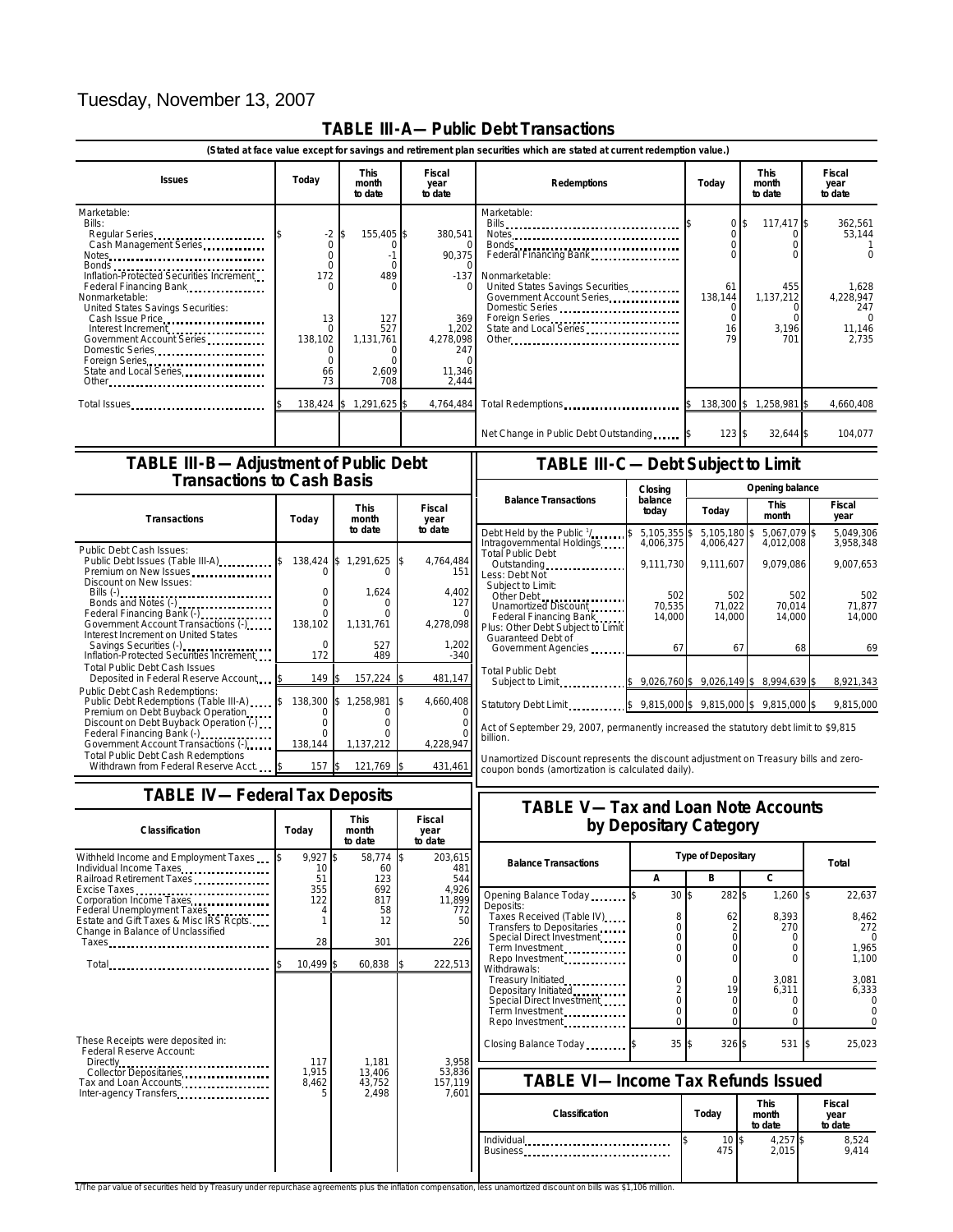Tuesday, November 13, 2007

## TABLE III-A— Public Debt Transactions

(Stated at face value except for savings and retirement plan securities which are stated at current redemption value.)

| Issues | Today | This month to date | Fiscal year to date |
|---|---|---|---|
| Marketable: | | | |
| Bills: | | | |
| Regular Series | $ -2 | $ 155,405 | $ 380,541 |
| Cash Management Series | 0 | 0 | 0 |
| Notes | 0 | -1 | 90,375 |
| Bonds | 0 | 0 | 0 |
| Inflation-Protected Securities Increment | 172 | 489 | -137 |
| Federal Financing Bank | 0 | 0 | 0 |
| Nonmarketable: | | | |
| United States Savings Securities: | | | |
| Cash Issue Price | 13 | 127 | 369 |
| Interest Increment | 0 | 527 | 1,202 |
| Government Account Series | 138,102 | 1,131,761 | 4,278,098 |
| Domestic Series | 0 | 0 | 247 |
| Foreign Series | 0 | 0 | 0 |
| State and Local Series | 66 | 2,609 | 11,346 |
| Other | 73 | 708 | 2,444 |
| Total Issues | $ 138,424 | $ 1,291,625 | $ 4,764,484 |

| Redemptions | Today | This month to date | Fiscal year to date |
|---|---|---|---|
| Marketable: | | | |
| Bills | $ 0 | $ 117,417 | $ 362,561 |
| Notes | 0 | 0 | 53,144 |
| Bonds | 0 | 0 | 1 |
| Federal Financing Bank | 0 | 0 | 0 |
| Nonmarketable: | | | |
| United States Savings Securities | 61 | 455 | 1,628 |
| Government Account Series | 138,144 | 1,137,212 | 4,228,947 |
| Domestic Series | 0 | 0 | 247 |
| Foreign Series | 0 | 0 | 0 |
| State and Local Series | 16 | 3,196 | 11,146 |
| Other | 79 | 701 | 2,735 |
| Total Redemptions | $ 138,300 | $ 1,258,981 | $ 4,660,408 |
| Net Change in Public Debt Outstanding | $ 123 | $ 32,644 | $ 104,077 |

## TABLE III-B— Adjustment of Public Debt Transactions to Cash Basis

| Transactions | Today | This month to date | Fiscal year to date |
|---|---|---|---|
| Public Debt Cash Issues: | | | |
| Public Debt Issues (Table III-A) | $ 138,424 | $ 1,291,625 | $ 4,764,484 |
| Premium on New Issues | 0 | 0 | 151 |
| Discount on New Issues: | | | |
| Bills (-) | 0 | 1,624 | 4,402 |
| Bonds and Notes (-) | 0 | 0 | 127 |
| Federal Financing Bank (-) | 0 | 0 | 0 |
| Government Account Transactions (-) | 138,102 | 1,131,761 | 4,278,098 |
| Interest Increment on United States Savings Securities (-) | 0 | 527 | 1,202 |
| Inflation-Protected Securities Increment | 172 | 489 | -340 |
| Total Public Debt Cash Issues Deposited in Federal Reserve Account | $ 149 | $ 157,224 | $ 481,147 |
| Public Debt Cash Redemptions: | | | |
| Public Debt Redemptions (Table III-A) | $ 138,300 | $ 1,258,981 | $ 4,660,408 |
| Premium on Debt Buyback Operation | 0 | 0 | 0 |
| Discount on Debt Buyback Operation (-) | 0 | 0 | 0 |
| Federal Financing Bank (-) | 0 | 0 | 0 |
| Government Account Transactions (-) | 138,144 | 1,137,212 | 4,228,947 |
| Total Public Debt Cash Redemptions Withdrawn from Federal Reserve Acct. | $ 157 | $ 121,769 | $ 431,461 |

## TABLE III-C— Debt Subject to Limit

| Balance Transactions | Closing balance today | Opening balance Today | Opening balance This month | Opening balance Fiscal year |
|---|---|---|---|---|
| Debt Held by the Public [1] | $ 5,105,355 | $ 5,105,180 | $ 5,067,079 | $ 5,049,306 |
| Intragovernmental Holdings | 4,006,375 | 4,006,427 | 4,012,008 | 3,958,348 |
| Total Public Debt Outstanding | 9,111,730 | 9,111,607 | 9,079,086 | 9,007,653 |
| Less: Debt Not Subject to Limit: | | | | |
| Other Debt | 502 | 502 | 502 | 502 |
| Unamortized Discount | 70,535 | 71,022 | 70,014 | 71,877 |
| Federal Financing Bank | 14,000 | 14,000 | 14,000 | 14,000 |
| Plus: Other Debt Subject to Limit Guaranteed Debt of Government Agencies | 67 | 67 | 68 | 69 |
| Total Public Debt Subject to Limit | $ 9,026,760 | $ 9,026,149 | $ 8,994,639 | $ 8,921,343 |
| Statutory Debt Limit | $ 9,815,000 | $ 9,815,000 | $ 9,815,000 | $ 9,815,000 |

Act of September 29, 2007, permanently increased the statutory debt limit to $9,815 billion.

Unamortized Discount represents the discount adjustment on Treasury bills and zero-coupon bonds (amortization is calculated daily).

## TABLE IV— Federal Tax Deposits

| Classification | Today | This month to date | Fiscal year to date |
|---|---|---|---|
| Withheld Income and Employment Taxes | $ 9,927 | $ 58,774 | $ 203,615 |
| Individual Income Taxes | 10 | 60 | 481 |
| Railroad Retirement Taxes | 51 | 123 | 544 |
| Excise Taxes | 355 | 692 | 4,926 |
| Corporation Income Taxes | 122 | 817 | 11,899 |
| Federal Unemployment Taxes | 4 | 58 | 772 |
| Estate and Gift Taxes & Misc IRS Rcpts. | 1 | 12 | 50 |
| Change in Balance of Unclassified Taxes | 28 | 301 | 226 |
| Total | $ 10,499 | $ 60,838 | $ 222,513 |
| These Receipts were deposited in: | | | |
| Federal Reserve Account: | | | |
| Directly | 117 | 1,181 | 3,958 |
| Collector Depositaries | 1,915 | 13,406 | 53,836 |
| Tax and Loan Accounts | 8,462 | 43,752 | 157,119 |
| Inter-agency Transfers | 5 | 2,498 | 7,601 |

## TABLE V— Tax and Loan Note Accounts by Depositary Category

| Balance Transactions | Type of Depositary A | B | C | Total |
|---|---|---|---|---|
| Opening Balance Today | $ 30 | $ 282 | $ 1,260 | $ 22,637 |
| Deposits: | | | | |
| Taxes Received (Table IV) | 8 | 62 | 8,393 | 8,462 |
| Transfers to Depositaries | 0 | 2 | 270 | 272 |
| Special Direct Investment | 0 | 0 | 0 | 0 |
| Term Investment | 0 | 0 | 0 | 1,965 |
| Repo Investment | 0 | 0 | 0 | 1,100 |
| Withdrawals: | | | | |
| Treasury Initiated | 0 | 0 | 3,081 | 3,081 |
| Depositary Initiated | 2 | 19 | 6,311 | 6,333 |
| Special Direct Investment | 0 | 0 | 0 | 0 |
| Term Investment | 0 | 0 | 0 | 0 |
| Repo Investment | 0 | 0 | 0 | 0 |
| Closing Balance Today | $ 35 | $ 326 | $ 531 | $ 25,023 |

## TABLE VI— Income Tax Refunds Issued

| Classification | Today | This month to date | Fiscal year to date |
|---|---|---|---|
| Individual | $ 10 | $ 4,257 | $ 8,524 |
| Business | 475 | 2,015 | 9,414 |

1/The par value of securities held by Treasury under repurchase agreements plus the inflation compensation, less unamortized discount on bills was $1,106 million.